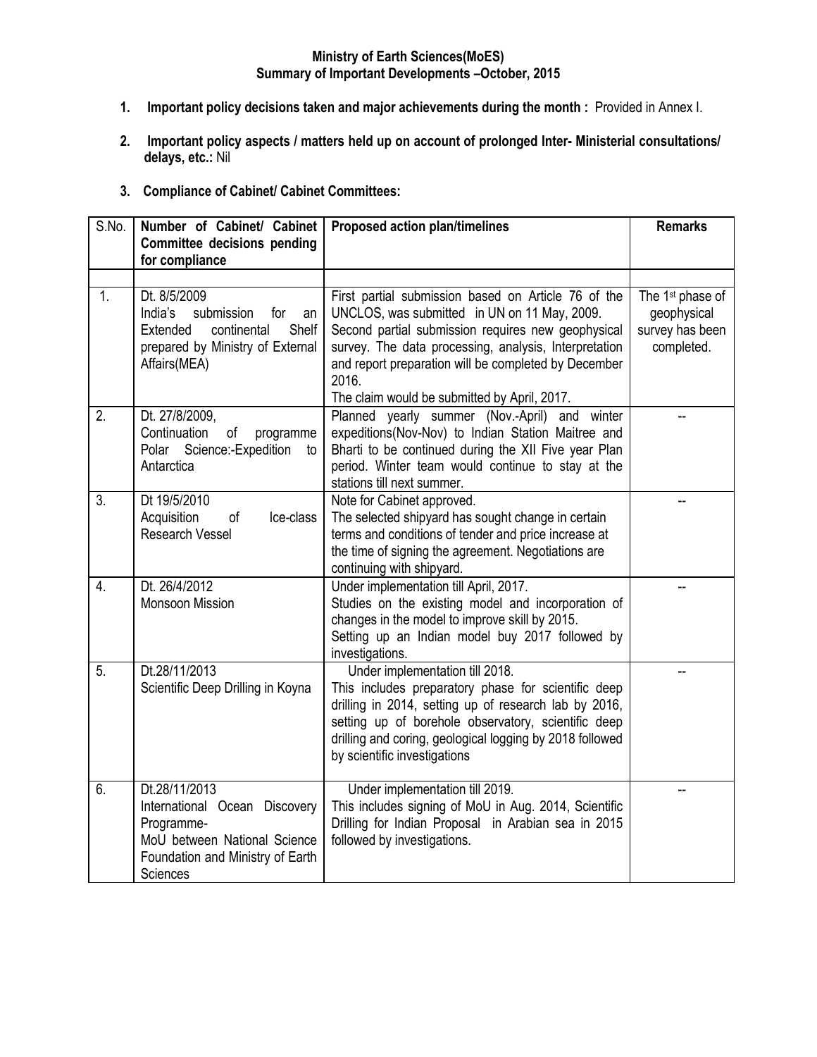**Ministry of Earth Sciences(MoES)**
**Summary of Important Developments –October, 2015**

1. **Important policy decisions taken and major achievements during the month :** Provided in Annex I.

2. **Important policy aspects / matters held up on account of prolonged Inter- Ministerial consultations/ delays, etc.:** Nil

3. **Compliance of Cabinet/ Cabinet Committees:**

| S.No. | Number of Cabinet/ Cabinet Committee decisions pending for compliance | Proposed action plan/timelines | Remarks |
|---|---|---|---|
| | | | |
| 1. | Dt. 8/5/2009<br>India's submission for an Extended continental Shelf prepared by Ministry of External Affairs(MEA) | First partial submission based on Article 76 of the UNCLOS, was submitted in UN on 11 May, 2009. Second partial submission requires new geophysical survey. The data processing, analysis, Interpretation and report preparation will be completed by December 2016.<br>The claim would be submitted by April, 2017. | The 1st phase of geophysical survey has been completed. |
| 2. | Dt. 27/8/2009,<br>Continuation of programme Polar Science:-Expedition to Antarctica | Planned yearly summer (Nov.-April) and winter expeditions(Nov-Nov) to Indian Station Maitree and Bharti to be continued during the XII Five year Plan period. Winter team would continue to stay at the stations till next summer. | -- |
| 3. | Dt 19/5/2010<br>Acquisition of Ice-class Research Vessel | Note for Cabinet approved.<br>The selected shipyard has sought change in certain terms and conditions of tender and price increase at the time of signing the agreement. Negotiations are continuing with shipyard. | -- |
| 4. | Dt. 26/4/2012<br>Monsoon Mission | Under implementation till April, 2017.<br>Studies on the existing model and incorporation of changes in the model to improve skill by 2015.<br>Setting up an Indian model buy 2017 followed by investigations. | -- |
| 5. | Dt.28/11/2013<br>Scientific Deep Drilling in Koyna | Under implementation till 2018.<br>This includes preparatory phase for scientific deep drilling in 2014, setting up of research lab by 2016, setting up of borehole observatory, scientific deep drilling and coring, geological logging by 2018 followed by scientific investigations | -- |
| 6. | Dt.28/11/2013<br>International Ocean Discovery Programme-<br>MoU between National Science Foundation and Ministry of Earth Sciences | Under implementation till 2019.<br>This includes signing of MoU in Aug. 2014, Scientific Drilling for Indian Proposal in Arabian sea in 2015 followed by investigations. | -- |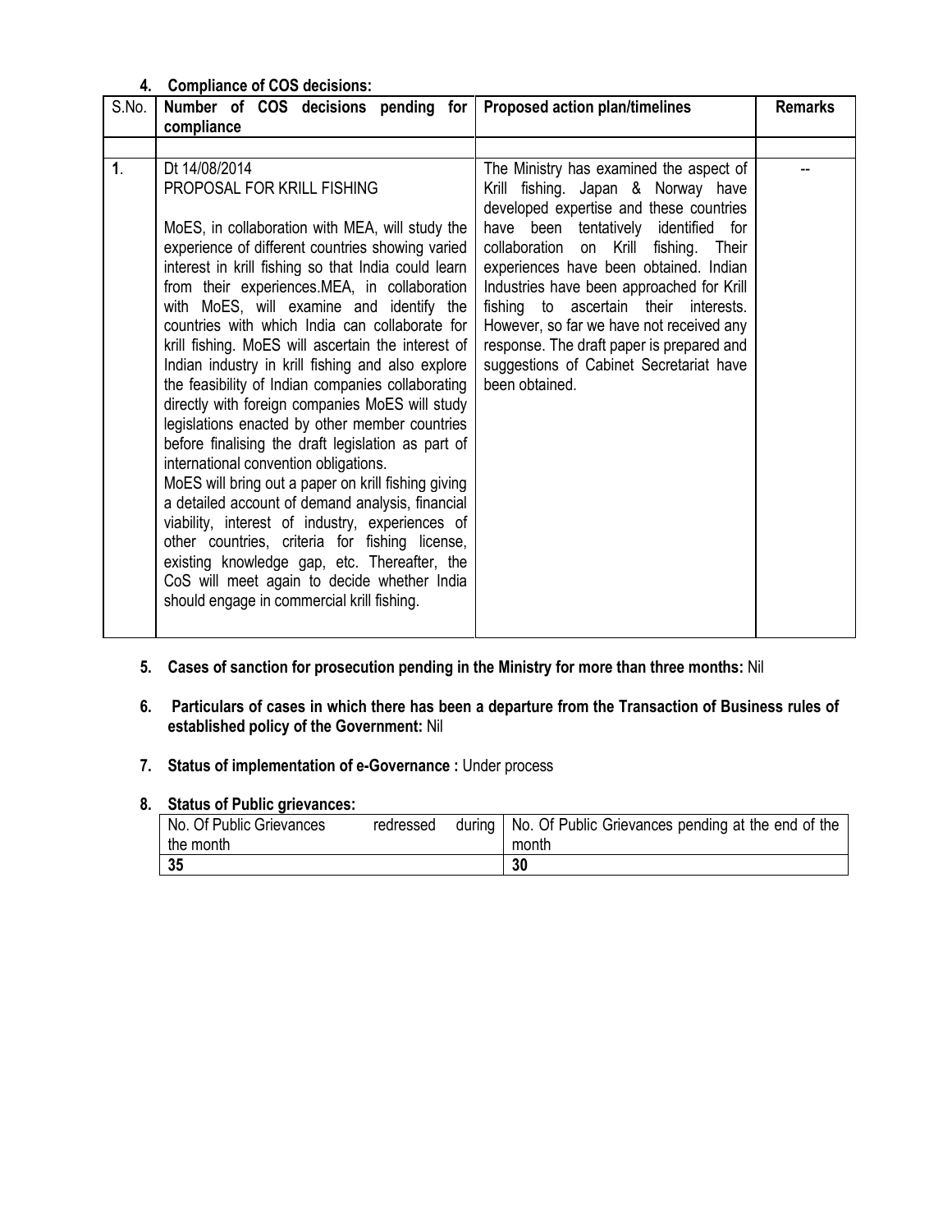4. **Compliance of COS decisions:**

| S.No. | Number of COS decisions pending for compliance | Proposed action plan/timelines | Remarks |
|---|---|---|---|
| | | | |
| **1**. | Dt 14/08/2014<br>PROPOSAL FOR KRILL FISHING<br><br>MoES, in collaboration with MEA, will study the experience of different countries showing varied interest in krill fishing so that India could learn from their experiences.MEA, in collaboration with MoES, will examine and identify the countries with which India can collaborate for krill fishing. MoES will ascertain the interest of Indian industry in krill fishing and also explore the feasibility of Indian companies collaborating directly with foreign companies MoES will study legislations enacted by other member countries before finalising the draft legislation as part of international convention obligations.<br>MoES will bring out a paper on krill fishing giving a detailed account of demand analysis, financial viability, interest of industry, experiences of other countries, criteria for fishing license, existing knowledge gap, etc. Thereafter, the CoS will meet again to decide whether India should engage in commercial krill fishing. | The Ministry has examined the aspect of Krill fishing. Japan & Norway have developed expertise and these countries have been tentatively identified for collaboration on Krill fishing. Their experiences have been obtained. Indian Industries have been approached for Krill fishing to ascertain their interests. However, so far we have not received any response. The draft paper is prepared and suggestions of Cabinet Secretariat have been obtained. | -- |

5. **Cases of sanction for prosecution pending in the Ministry for more than three months:** Nil

6. **Particulars of cases in which there has been a departure from the Transaction of Business rules of established policy of the Government:** Nil

7. **Status of implementation of e-Governance :** Under process

8. **Status of Public grievances:**

| No. Of Public Grievances redressed during the month | No. Of Public Grievances pending at the end of the month |
|---|---|
| **35** | **30** |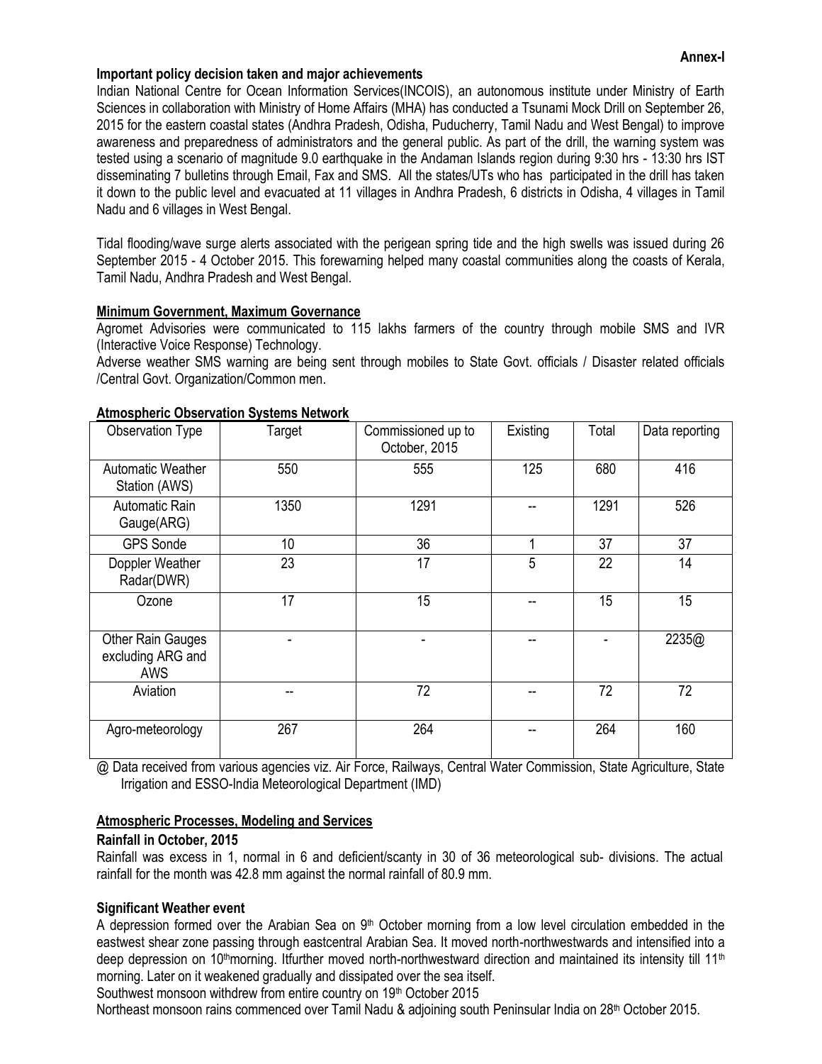**Annex-I**

**Important policy decision taken and major achievements**

Indian National Centre for Ocean Information Services(INCOIS), an autonomous institute under Ministry of Earth Sciences in collaboration with Ministry of Home Affairs (MHA) has conducted a Tsunami Mock Drill on September 26, 2015 for the eastern coastal states (Andhra Pradesh, Odisha, Puducherry, Tamil Nadu and West Bengal) to improve awareness and preparedness of administrators and the general public. As part of the drill, the warning system was tested using a scenario of magnitude 9.0 earthquake in the Andaman Islands region during 9:30 hrs - 13:30 hrs IST disseminating 7 bulletins through Email, Fax and SMS. All the states/UTs who has participated in the drill has taken it down to the public level and evacuated at 11 villages in Andhra Pradesh, 6 districts in Odisha, 4 villages in Tamil Nadu and 6 villages in West Bengal.

Tidal flooding/wave surge alerts associated with the perigean spring tide and the high swells was issued during 26 September 2015 - 4 October 2015. This forewarning helped many coastal communities along the coasts of Kerala, Tamil Nadu, Andhra Pradesh and West Bengal.

**Minimum Government, Maximum Governance**

Agromet Advisories were communicated to 115 lakhs farmers of the country through mobile SMS and IVR (Interactive Voice Response) Technology.

Adverse weather SMS warning are being sent through mobiles to State Govt. officials / Disaster related officials /Central Govt. Organization/Common men.

**Atmospheric Observation Systems Network**

| Observation Type | Target | Commissioned up to October, 2015 | Existing | Total | Data reporting |
|---|---|---|---|---|---|
| Automatic Weather Station (AWS) | 550 | 555 | 125 | 680 | 416 |
| Automatic Rain Gauge(ARG) | 1350 | 1291 | -- | 1291 | 526 |
| GPS Sonde | 10 | 36 | 1 | 37 | 37 |
| Doppler Weather Radar(DWR) | 23 | 17 | 5 | 22 | 14 |
| Ozone | 17 | 15 | -- | 15 | 15 |
| Other Rain Gauges excluding ARG and AWS | - | - | -- | - | 2235@ |
| Aviation | -- | 72 | -- | 72 | 72 |
| Agro-meteorology | 267 | 264 | -- | 264 | 160 |

@ Data received from various agencies viz. Air Force, Railways, Central Water Commission, State Agriculture, State Irrigation and ESSO-India Meteorological Department (IMD)

**Atmospheric Processes, Modeling and Services**

**Rainfall in October, 2015**

Rainfall was excess in 1, normal in 6 and deficient/scanty in 30 of 36 meteorological sub- divisions. The actual rainfall for the month was 42.8 mm against the normal rainfall of 80.9 mm.

**Significant Weather event**

A depression formed over the Arabian Sea on 9th October morning from a low level circulation embedded in the eastwest shear zone passing through eastcentral Arabian Sea. It moved north-northwestwards and intensified into a deep depression on 10th morning. Itfurther moved north-northwestward direction and maintained its intensity till 11th morning. Later on it weakened gradually and dissipated over the sea itself.

Southwest monsoon withdrew from entire country on 19th October 2015

Northeast monsoon rains commenced over Tamil Nadu & adjoining south Peninsular India on 28th October 2015.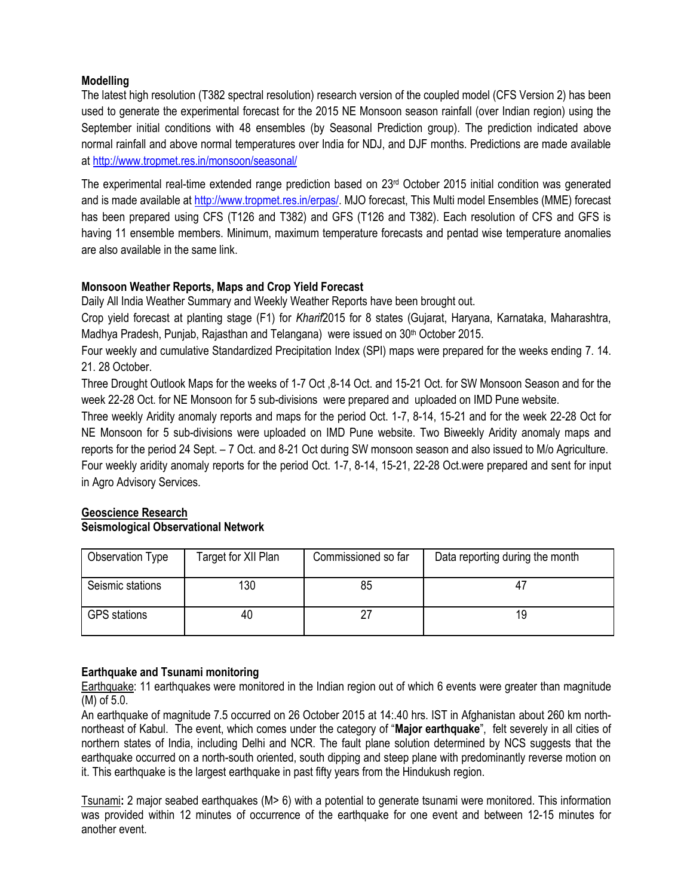**Modelling**

The latest high resolution (T382 spectral resolution) research version of the coupled model (CFS Version 2) has been used to generate the experimental forecast for the 2015 NE Monsoon season rainfall (over Indian region) using the September initial conditions with 48 ensembles (by Seasonal Prediction group). The prediction indicated above normal rainfall and above normal temperatures over India for NDJ, and DJF months. Predictions are made available at http://www.tropmet.res.in/monsoon/seasonal/

The experimental real-time extended range prediction based on 23rd October 2015 initial condition was generated and is made available at http://www.tropmet.res.in/erpas/. MJO forecast, This Multi model Ensembles (MME) forecast has been prepared using CFS (T126 and T382) and GFS (T126 and T382). Each resolution of CFS and GFS is having 11 ensemble members. Minimum, maximum temperature forecasts and pentad wise temperature anomalies are also available in the same link.

**Monsoon Weather Reports, Maps and Crop Yield Forecast**

Daily All India Weather Summary and Weekly Weather Reports have been brought out.

Crop yield forecast at planting stage (F1) for *Kharif*2015 for 8 states (Gujarat, Haryana, Karnataka, Maharashtra, Madhya Pradesh, Punjab, Rajasthan and Telangana) were issued on 30th October 2015.

Four weekly and cumulative Standardized Precipitation Index (SPI) maps were prepared for the weeks ending 7. 14. 21. 28 October.

Three Drought Outlook Maps for the weeks of 1-7 Oct ,8-14 Oct. and 15-21 Oct. for SW Monsoon Season and for the week 22-28 Oct. for NE Monsoon for 5 sub-divisions were prepared and uploaded on IMD Pune website.

Three weekly Aridity anomaly reports and maps for the period Oct. 1-7, 8-14, 15-21 and for the week 22-28 Oct for NE Monsoon for 5 sub-divisions were uploaded on IMD Pune website. Two Biweekly Aridity anomaly maps and reports for the period 24 Sept. – 7 Oct. and 8-21 Oct during SW monsoon season and also issued to M/o Agriculture.

Four weekly aridity anomaly reports for the period Oct. 1-7, 8-14, 15-21, 22-28 Oct.were prepared and sent for input in Agro Advisory Services.

**Geoscience Research**

**Seismological Observational Network**

| Observation Type | Target for XII Plan | Commissioned so far | Data reporting during the month |
|---|---|---|---|
| Seismic stations | 130 | 85 | 47 |
| GPS stations | 40 | 27 | 19 |

**Earthquake and Tsunami monitoring**

Earthquake: 11 earthquakes were monitored in the Indian region out of which 6 events were greater than magnitude (M) of 5.0.

An earthquake of magnitude 7.5 occurred on 26 October 2015 at 14:.40 hrs. IST in Afghanistan about 260 km north-northeast of Kabul. The event, which comes under the category of "**Major earthquake**", felt severely in all cities of northern states of India, including Delhi and NCR. The fault plane solution determined by NCS suggests that the earthquake occurred on a north-south oriented, south dipping and steep plane with predominantly reverse motion on it. This earthquake is the largest earthquake in past fifty years from the Hindukush region.

Tsunami**:** 2 major seabed earthquakes (M> 6) with a potential to generate tsunami were monitored. This information was provided within 12 minutes of occurrence of the earthquake for one event and between 12-15 minutes for another event.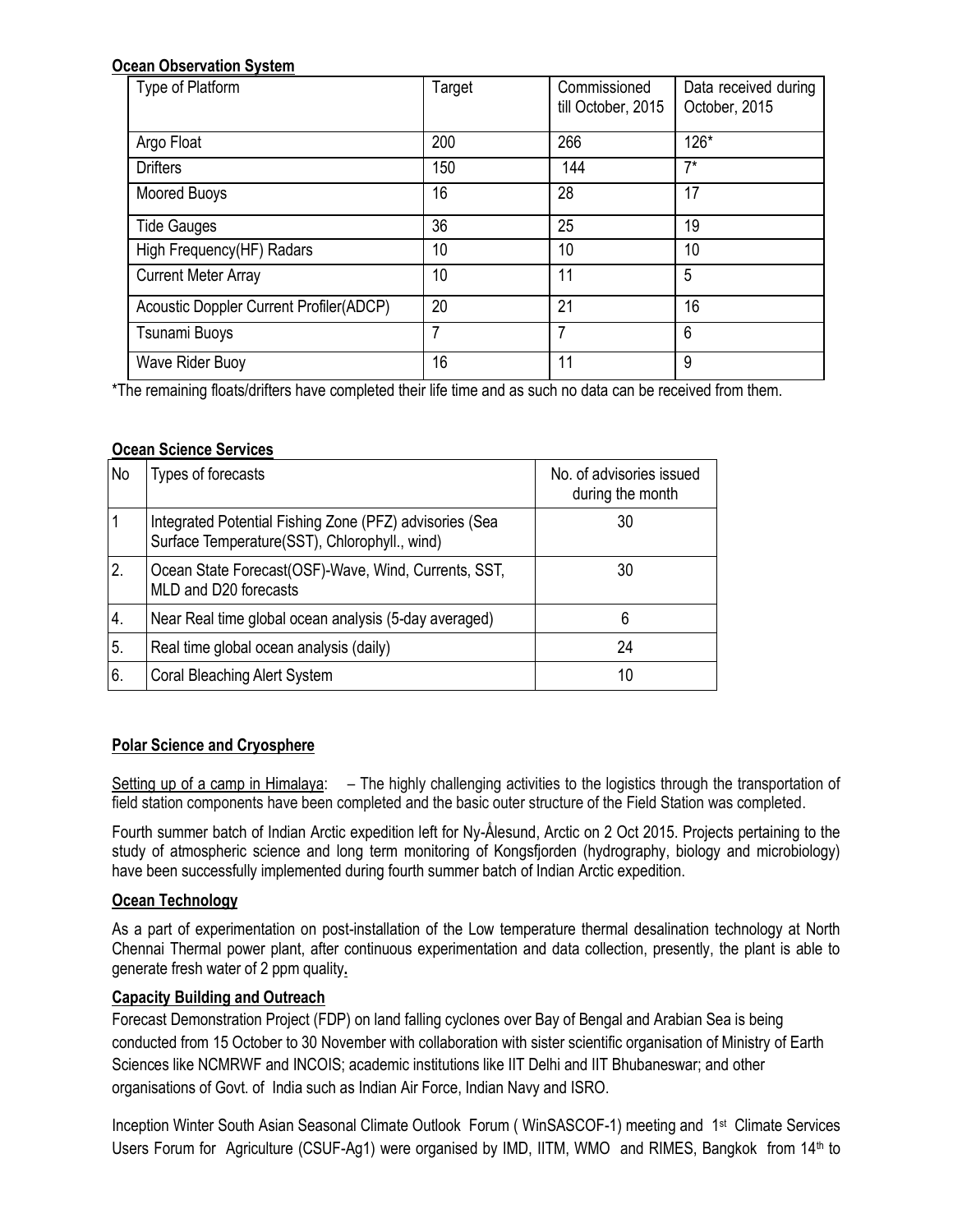**Ocean Observation System**

| Type of Platform | Target | Commissioned till October, 2015 | Data received during October, 2015 |
|---|---|---|---|
| Argo Float | 200 | 266 | 126* |
| Drifters | 150 | 144 | 7* |
| Moored Buoys | 16 | 28 | 17 |
| Tide Gauges | 36 | 25 | 19 |
| High Frequency(HF) Radars | 10 | 10 | 10 |
| Current Meter Array | 10 | 11 | 5 |
| Acoustic Doppler Current Profiler(ADCP) | 20 | 21 | 16 |
| Tsunami Buoys | 7 | 7 | 6 |
| Wave Rider Buoy | 16 | 11 | 9 |

*The remaining floats/drifters have completed their life time and as such no data can be received from them.

**Ocean Science Services**

| No | Types of forecasts | No. of advisories issued during the month |
|---|---|---|
| 1 | Integrated Potential Fishing Zone (PFZ) advisories (Sea Surface Temperature(SST), Chlorophyll., wind) | 30 |
| 2. | Ocean State Forecast(OSF)-Wave, Wind, Currents, SST, MLD and D20 forecasts | 30 |
| 4. | Near Real time global ocean analysis (5-day averaged) | 6 |
| 5. | Real time global ocean analysis (daily) | 24 |
| 6. | Coral Bleaching Alert System | 10 |

**Polar Science and Cryosphere**

Setting up of a camp in Himalaya: – The highly challenging activities to the logistics through the transportation of field station components have been completed and the basic outer structure of the Field Station was completed.

Fourth summer batch of Indian Arctic expedition left for Ny-Ålesund, Arctic on 2 Oct 2015. Projects pertaining to the study of atmospheric science and long term monitoring of Kongsfjorden (hydrography, biology and microbiology) have been successfully implemented during fourth summer batch of Indian Arctic expedition.

**Ocean Technology**

As a part of experimentation on post-installation of the Low temperature thermal desalination technology at North Chennai Thermal power plant, after continuous experimentation and data collection, presently, the plant is able to generate fresh water of 2 ppm quality**.**

**Capacity Building and Outreach**

Forecast Demonstration Project (FDP) on land falling cyclones over Bay of Bengal and Arabian Sea is being conducted from 15 October to 30 November with collaboration with sister scientific organisation of Ministry of Earth Sciences like NCMRWF and INCOIS; academic institutions like IIT Delhi and IIT Bhubaneswar; and other organisations of Govt. of India such as Indian Air Force, Indian Navy and ISRO.

Inception Winter South Asian Seasonal Climate Outlook Forum ( WinSASCOF-1) meeting and 1st Climate Services Users Forum for Agriculture (CSUF-Ag1) were organised by IMD, IITM, WMO and RIMES, Bangkok from 14th to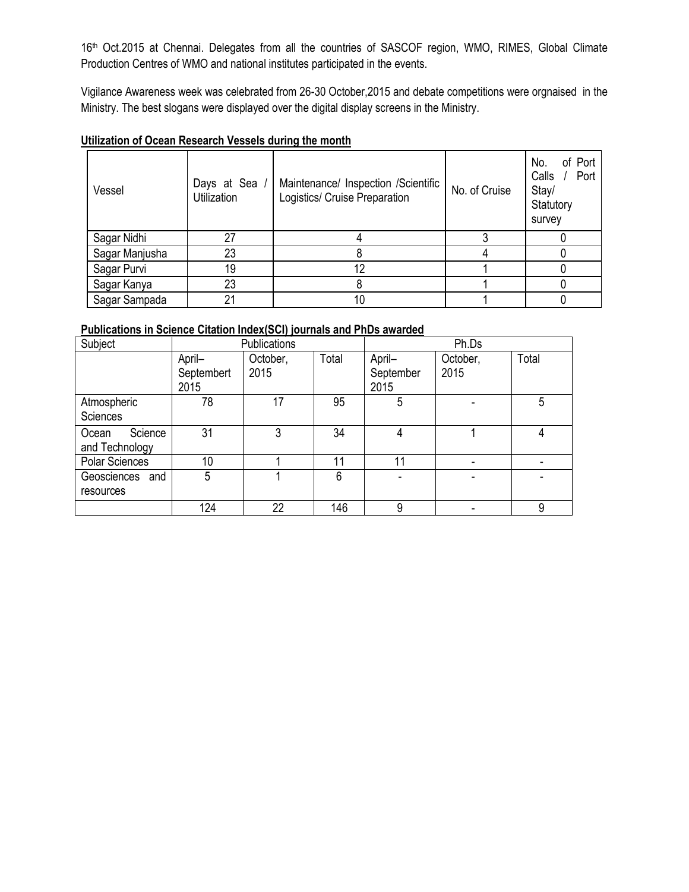16th Oct.2015 at Chennai. Delegates from all the countries of SASCOF region, WMO, RIMES, Global Climate Production Centres of WMO and national institutes participated in the events.

Vigilance Awareness week was celebrated from 26-30 October,2015 and debate competitions were orgnaised in the Ministry. The best slogans were displayed over the digital display screens in the Ministry.

**Utilization of Ocean Research Vessels during the month**

| Vessel | Days at Sea / Utilization | Maintenance/ Inspection /Scientific Logistics/ Cruise Preparation | No. of Cruise | No. of Port Calls / Port Stay/ Statutory survey |
|---|---|---|---|---|
| Sagar Nidhi | 27 | 4 | 3 | 0 |
| Sagar Manjusha | 23 | 8 | 4 | 0 |
| Sagar Purvi | 19 | 12 | 1 | 0 |
| Sagar Kanya | 23 | 8 | 1 | 0 |
| Sagar Sampada | 21 | 10 | 1 | 0 |

**Publications in Science Citation Index(SCI) journals and PhDs awarded**

| Subject | Publications | | | Ph.Ds | | |
|---|---|---|---|---|---|---|
| | April–Septembert 2015 | October, 2015 | Total | April–September 2015 | October, 2015 | Total |
| Atmospheric Sciences | 78 | 17 | 95 | 5 | - | 5 |
| Ocean Science and Technology | 31 | 3 | 34 | 4 | 1 | 4 |
| Polar Sciences | 10 | 1 | 11 | 11 | - | - |
| Geosciences and resources | 5 | 1 | 6 | - | - | - |
| | 124 | 22 | 146 | 9 | - | 9 |